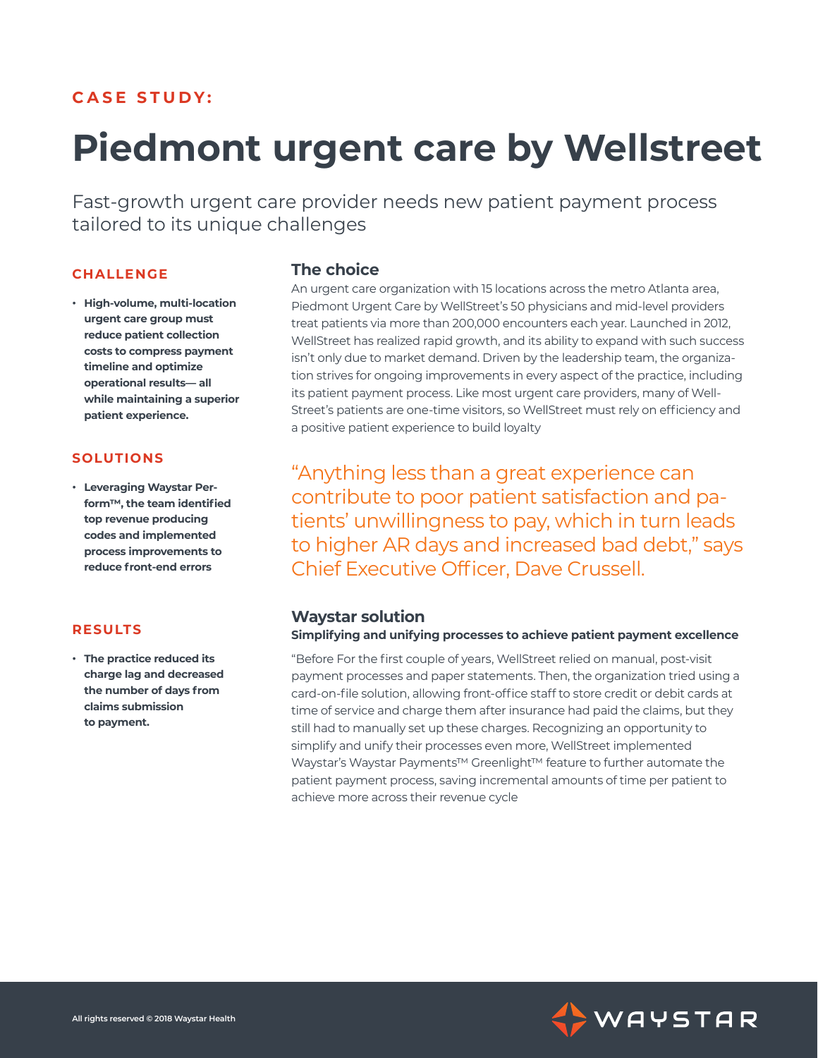CASE STUDY:

# Piedmont urgent care by Wellstreet

Fast-growth urgent care provider needs new patient payment process tailored to its unique challenges

## CHALLENGE

- **High-volume, multi-location urgent care group must reduce patient collection costs to compress payment timeline and optimize operational results— all while maintaining a superior patient experience.**

## SOLUTIONS

- **Leveraging Waystar Perform™, the team identified top revenue producing codes and implemented process improvements to reduce front-end errors**

## RESULTS

- **The practice reduced its charge lag and decreased the number of days from claims submission to payment.**

## The choice

An urgent care organization with 15 locations across the metro Atlanta area, Piedmont Urgent Care by WellStreet's 50 physicians and mid-level providers treat patients via more than 200,000 encounters each year. Launched in 2012, WellStreet has realized rapid growth, and its ability to expand with such success isn't only due to market demand. Driven by the leadership team, the organization strives for ongoing improvements in every aspect of the practice, including its patient payment process. Like most urgent care providers, many of WellStreet's patients are one-time visitors, so WellStreet must rely on efficiency and a positive patient experience to build loyalty

"Anything less than a great experience can contribute to poor patient satisfaction and patients' unwillingness to pay, which in turn leads to higher AR days and increased bad debt," says Chief Executive Officer, Dave Crussell.

## Waystar solution

**Simplifying and unifying processes to achieve patient payment excellence**

"Before For the first couple of years, WellStreet relied on manual, post-visit payment processes and paper statements. Then, the organization tried using a card-on-file solution, allowing front-office staff to store credit or debit cards at time of service and charge them after insurance had paid the claims, but they still had to manually set up these charges. Recognizing an opportunity to simplify and unify their processes even more, WellStreet implemented Waystar's Waystar Payments™ Greenlight™ feature to further automate the patient payment process, saving incremental amounts of time per patient to achieve more across their revenue cycle

All rights reserved © 2018 Waystar Health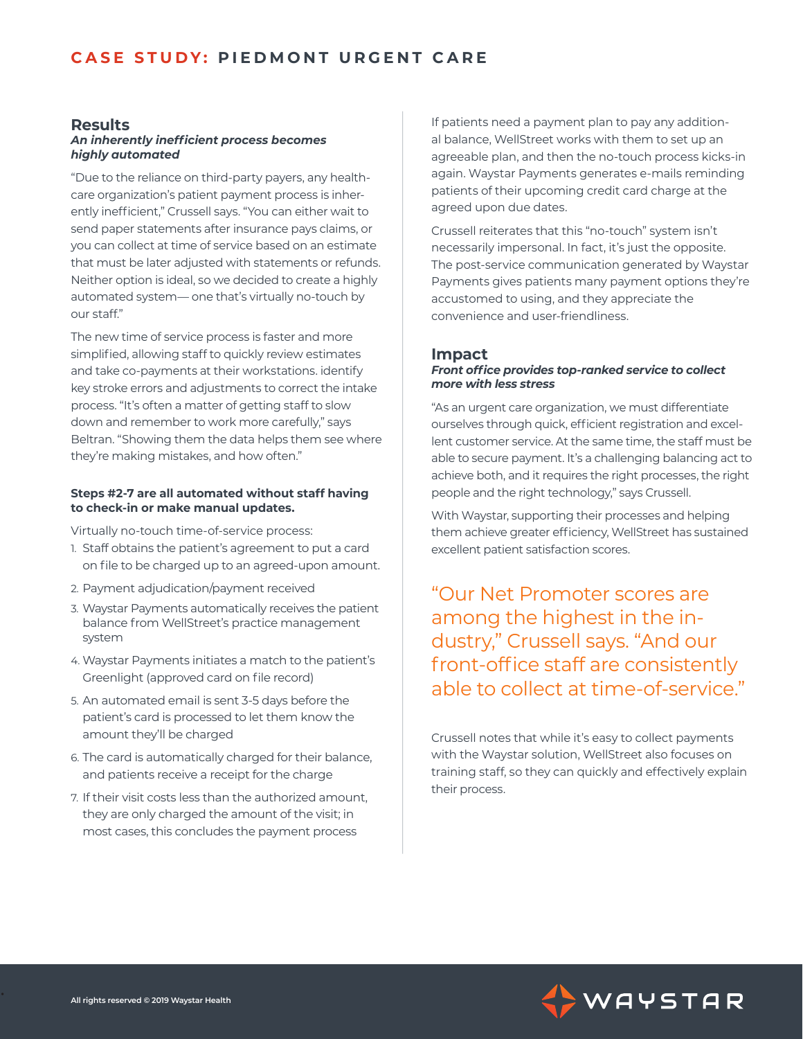## Results

***An inherently inefficient process becomes highly automated***

"Due to the reliance on third-party payers, any health-care organization's patient payment process is inherently inefficient," Crussell says. "You can either wait to send paper statements after insurance pays claims, or you can collect at time of service based on an estimate that must be later adjusted with statements or refunds. Neither option is ideal, so we decided to create a highly automated system— one that's virtually no-touch by our staff."

The new time of service process is faster and more simplified, allowing staff to quickly review estimates and take co-payments at their workstations. identify key stroke errors and adjustments to correct the intake process. "It's often a matter of getting staff to slow down and remember to work more carefully," says Beltran. "Showing them the data helps them see where they're making mistakes, and how often."

**Steps #2-7 are all automated without staff having to check-in or make manual updates.**

Virtually no-touch time-of-service process:

1. Staff obtains the patient's agreement to put a card on file to be charged up to an agreed-upon amount.
2. Payment adjudication/payment received
3. Waystar Payments automatically receives the patient balance from WellStreet's practice management system
4. Waystar Payments initiates a match to the patient's Greenlight (approved card on file record)
5. An automated email is sent 3-5 days before the patient's card is processed to let them know the amount they'll be charged
6. The card is automatically charged for their balance, and patients receive a receipt for the charge
7. If their visit costs less than the authorized amount, they are only charged the amount of the visit; in most cases, this concludes the payment process

If patients need a payment plan to pay any additional balance, WellStreet works with them to set up an agreeable plan, and then the no-touch process kicks-in again. Waystar Payments generates e-mails reminding patients of their upcoming credit card charge at the agreed upon due dates.

Crussell reiterates that this "no-touch" system isn't necessarily impersonal. In fact, it's just the opposite. The post-service communication generated by Waystar Payments gives patients many payment options they're accustomed to using, and they appreciate the convenience and user-friendliness.

## Impact

***Front office provides top-ranked service to collect more with less stress***

"As an urgent care organization, we must differentiate ourselves through quick, efficient registration and excellent customer service. At the same time, the staff must be able to secure payment. It's a challenging balancing act to achieve both, and it requires the right processes, the right people and the right technology," says Crussell.

With Waystar, supporting their processes and helping them achieve greater efficiency, WellStreet has sustained excellent patient satisfaction scores.

> "Our Net Promoter scores are among the highest in the industry," Crussell says. "And our front-office staff are consistently able to collect at time-of-service."

Crussell notes that while it's easy to collect payments with the Waystar solution, WellStreet also focuses on training staff, so they can quickly and effectively explain their process.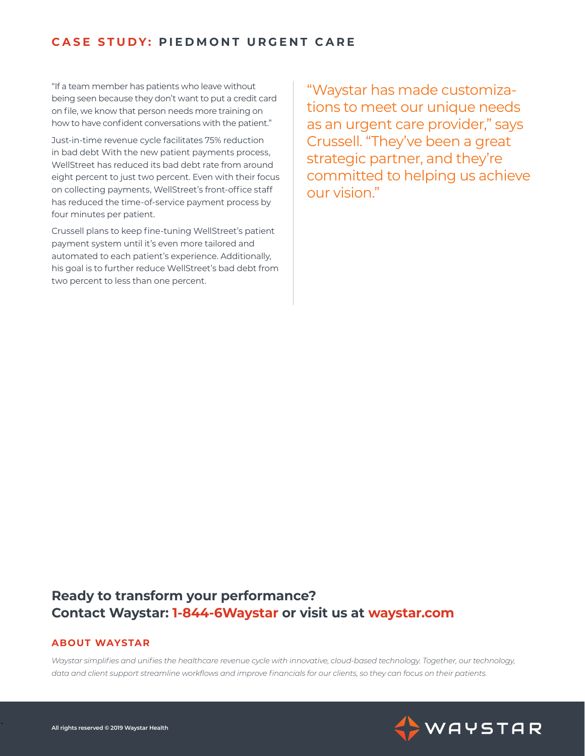“If a team member has patients who leave without being seen because they don’t want to put a credit card on file, we know that person needs more training on how to have confident conversations with the patient.”

Just-in-time revenue cycle facilitates 75% reduction in bad debt With the new patient payments process, WellStreet has reduced its bad debt rate from around eight percent to just two percent. Even with their focus on collecting payments, WellStreet’s front-office staff has reduced the time-of-service payment process by four minutes per patient.

Crussell plans to keep fine-tuning WellStreet’s patient payment system until it’s even more tailored and automated to each patient’s experience. Additionally, his goal is to further reduce WellStreet’s bad debt from two percent to less than one percent.

> “Waystar has made customizations to meet our unique needs as an urgent care provider,” says Crussell. “They’ve been a great strategic partner, and they’re committed to helping us achieve our vision.”

**Ready to transform your performance?**
**Contact Waystar: 1-844-6Waystar or visit us at waystar.com**

## ABOUT WAYSTAR

*Waystar simplifies and unifies the healthcare revenue cycle with innovative, cloud-based technology. Together, our technology, data and client support streamline workflows and improve financials for our clients, so they can focus on their patients.*

All rights reserved © 2019 Waystar Health